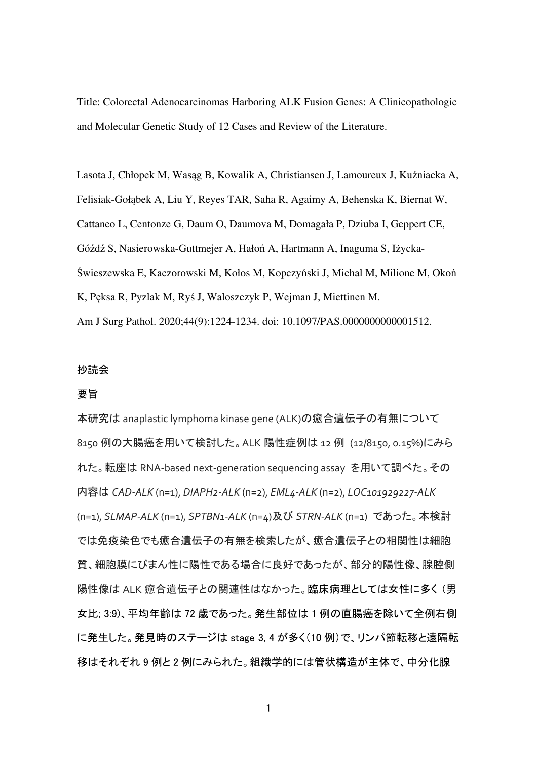Title: Colorectal Adenocarcinomas Harboring ALK Fusion Genes: A Clinicopathologic and Molecular Genetic Study of 12 Cases and Review of the Literature.

Lasota J, Chłopek M, Wasąg B, Kowalik A, Christiansen J, Lamoureux J, Kuźniacka A, Felisiak-Gołąbek A, Liu Y, Reyes TAR, Saha R, Agaimy A, Behenska K, Biernat W, Cattaneo L, Centonze G, Daum O, Daumova M, Domagała P, Dziuba I, Geppert CE, Góźdź S, Nasierowska-Guttmejer A, Hałoń A, Hartmann A, Inaguma S, Iżycka-Świeszewska E, Kaczorowski M, Kołos M, Kopczyński J, Michal M, Milione M, Okoń K, Pęksa R, Pyzlak M, Ryś J, Waloszczyk P, Wejman J, Miettinen M.

Am J Surg Pathol. 2020;44(9):1224-1234. doi: 10.1097/PAS.0000000000001512.

抄読会

要旨

本研究は anaplastic lymphoma kinase gene (ALK)の癒合遺伝子の有無について 8150 例の大腸癌を用いて検討した。ALK 陽性症例は 12 例 (12/8150, 0.15%)にみられた。転座は RNA-based next-generation sequencing assay を用いて調べた。その内容は *CAD-ALK* (n=1), *DIAPH2-ALK* (n=2), *EML4-ALK* (n=2), *LOC101929227-ALK* (n=1), *SLMAP-ALK* (n=1), *SPTBN1-ALK* (n=4)及び *STRN-ALK* (n=1) であった。本検討では免疫染色でも癒合遺伝子の有無を検索したが、癒合遺伝子との相関性は細胞質、細胞膜にびまん性に陽性である場合に良好であったが、部分的陽性像、腺腔側陽性像は ALK 癒合遺伝子との関連性はなかった。臨床病理としては女性に多く (男女比; 3:9)、平均年齢は 72 歳であった。発生部位は 1 例の直腸癌を除いて全例右側に発生した。発見時のステージは stage 3, 4 が多く(10 例)で、リンパ節転移と遠隔転移はそれぞれ 9 例と 2 例にみられた。組織学的には管状構造が主体で、中分化腺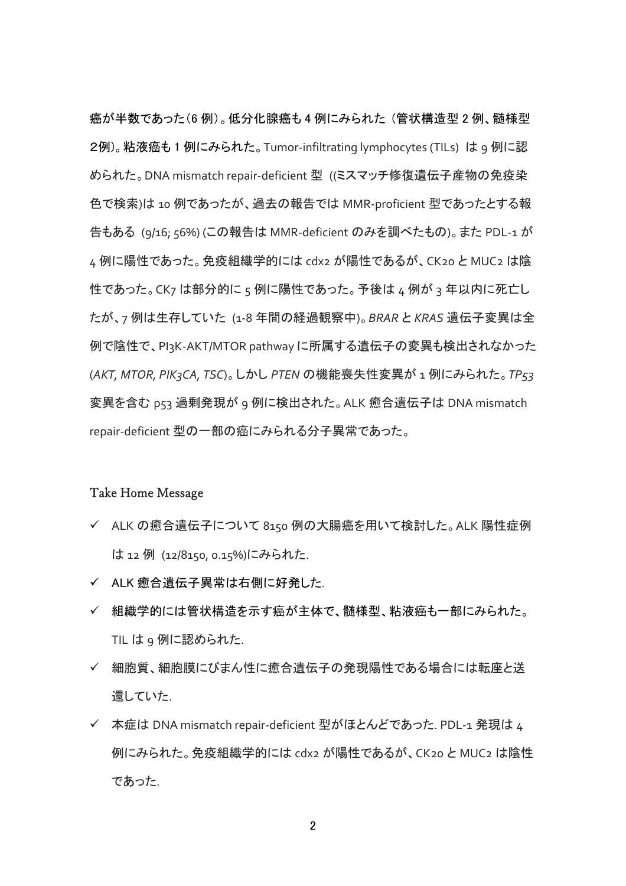癌が半数であった（6 例）。低分化腺癌も 4 例にみられた（管状構造型 2 例、髄様型 2例）。粘液癌も 1 例にみられた。Tumor-infiltrating lymphocytes (TILs) は 9 例に認められた。DNA mismatch repair-deficient 型 ((ミスマッチ修復遺伝子産物の免疫染色で検索)は 10 例であったが、過去の報告では MMR-proficient 型であったとする報告もある (9/16; 56%) (この報告は MMR-deficient のみを調べたもの)。また PDL-1 が 4 例に陽性であった。免疫組織学的には cdx2 が陽性であるが、CK20 と MUC2 は陰性であった。CK7 は部分的に 5 例に陽性であった。予後は 4 例が 3 年以内に死亡したが、7 例は生存していた (1-8 年間の経過観察中)。*BRAR* と *KRAS* 遺伝子変異は全例で陰性で、PI3K-AKT/MTOR pathway に所属する遺伝子の変異も検出されなかった (*AKT, MTOR, PIK3CA, TSC*)。しかし *PTEN* の機能喪失性変異が 1 例にみられた。*TP53* 変異を含む p53 過剰発現が 9 例に検出された。ALK 癒合遺伝子は DNA mismatch repair-deficient 型の一部の癌にみられる分子異常であった。

## Take Home Message

- ✓ ALK の癒合遺伝子について 8150 例の大腸癌を用いて検討した。ALK 陽性症例は 12 例 (12/8150, 0.15%)にみられた.
- ✓ ALK 癒合遺伝子異常は右側に好発した.
- ✓ 組織学的には管状構造を示す癌が主体で、髄様型、粘液癌も一部にみられた。TIL は 9 例に認められた.
- ✓ 細胞質、細胞膜にびまん性に癒合遺伝子の発現陽性である場合には転座と送還していた.
- ✓ 本症は DNA mismatch repair-deficient 型がほとんどであった. PDL-1 発現は 4 例にみられた。免疫組織学的には cdx2 が陽性であるが、CK20 と MUC2 は陰性であった.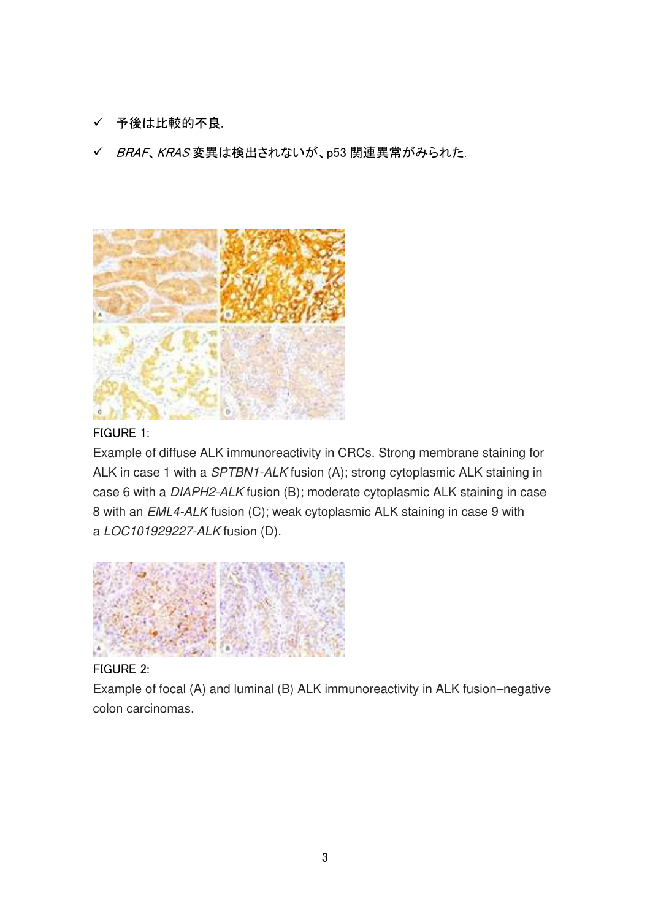- ✓ 予後は比較的不良.
- ✓ *BRAF*、*KRAS* 変異は検出されないが、p53 関連異常がみられた.

FIGURE 1:

Example of diffuse ALK immunoreactivity in CRCs. Strong membrane staining for ALK in case 1 with a *SPTBN1-ALK* fusion (A); strong cytoplasmic ALK staining in case 6 with a *DIAPH2-ALK* fusion (B); moderate cytoplasmic ALK staining in case 8 with an *EML4-ALK* fusion (C); weak cytoplasmic ALK staining in case 9 with a *LOC101929227-ALK* fusion (D).

FIGURE 2:

Example of focal (A) and luminal (B) ALK immunoreactivity in ALK fusion–negative colon carcinomas.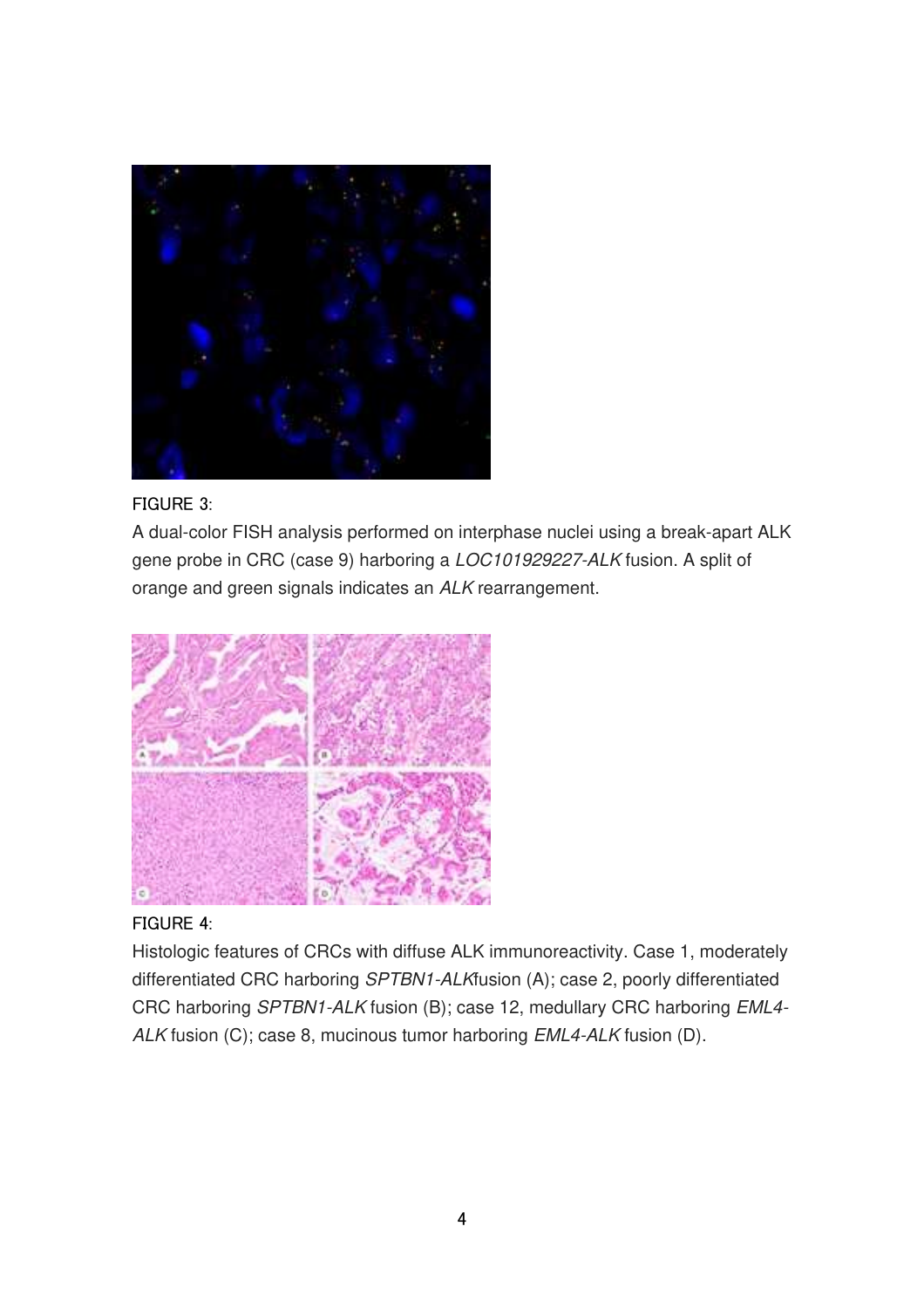FIGURE 3:

A dual-color FISH analysis performed on interphase nuclei using a break-apart ALK gene probe in CRC (case 9) harboring a *LOC101929227-ALK* fusion. A split of orange and green signals indicates an *ALK* rearrangement.

FIGURE 4:

Histologic features of CRCs with diffuse ALK immunoreactivity. Case 1, moderately differentiated CRC harboring *SPTBN1-ALK* fusion (A); case 2, poorly differentiated CRC harboring *SPTBN1-ALK* fusion (B); case 12, medullary CRC harboring *EML4-ALK* fusion (C); case 8, mucinous tumor harboring *EML4-ALK* fusion (D).